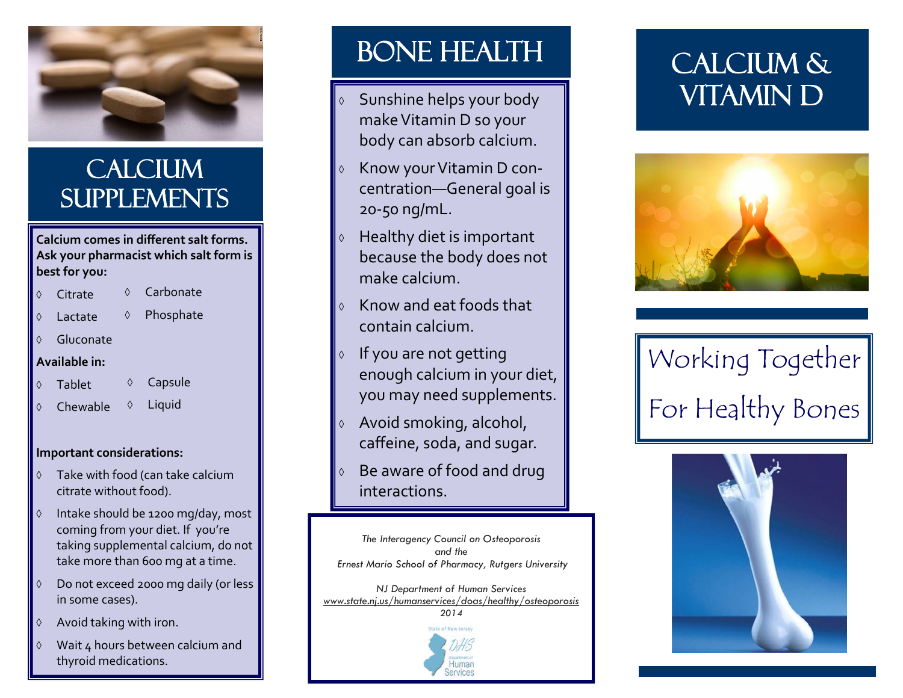# Calcium Supplements

**Calcium comes in different salt forms. Ask your pharmacist which salt form is best for you:**

- Citrate
- Carbonate
- Lactate
- Phosphate
- Gluconate

**Available in:**

- Tablet
- Capsule
- Chewable
- Liquid

**Important considerations:**

- Take with food (can take calcium citrate without food).
- Intake should be 1200 mg/day, most coming from your diet. If you're taking supplemental calcium, do not take more than 600 mg at a time.
- Do not exceed 2000 mg daily (or less in some cases).
- Avoid taking with iron.
- Wait 4 hours between calcium and thyroid medications.

# Bone Health

- Sunshine helps your body make Vitamin D so your body can absorb calcium.
- Know your Vitamin D concentration—General goal is 20-50 ng/mL.
- Healthy diet is important because the body does not make calcium.
- Know and eat foods that contain calcium.
- If you are not getting enough calcium in your diet, you may need supplements.
- Avoid smoking, alcohol, caffeine, soda, and sugar.
- Be aware of food and drug interactions.

*The Interagency Council on Osteoporosis*
*and the*
*Ernest Mario School of Pharmacy, Rutgers University*

*NJ Department of Human Services*
*www.state.nj.us/humanservices/doas/healthy/osteoporosis*
*2014*

State of New Jersey
DHS
Department of Human Services

# Calcium & Vitamin D

Working Together
For Healthy Bones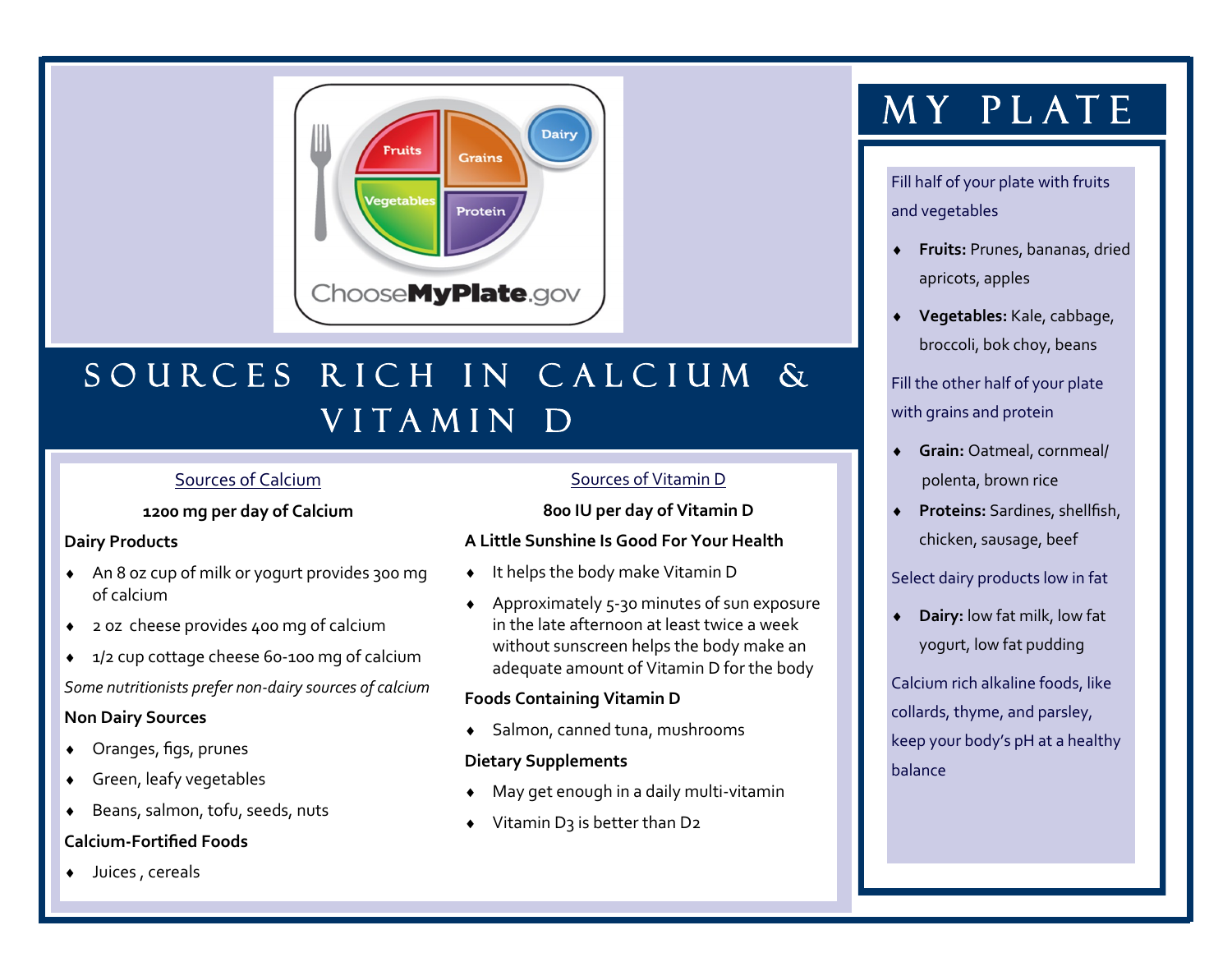# SOURCES RICH IN CALCIUM & VITAMIN D

## Sources of Calcium

**1200 mg per day of Calcium**

**Dairy Products**

- An 8 oz cup of milk or yogurt provides 300 mg of calcium
- 2 oz cheese provides 400 mg of calcium
- 1/2 cup cottage cheese 60-100 mg of calcium

*Some nutritionists prefer non-dairy sources of calcium*

**Non Dairy Sources**

- Oranges, figs, prunes
- Green, leafy vegetables
- Beans, salmon, tofu, seeds, nuts

**Calcium-Fortified Foods**

- Juices , cereals

## Sources of Vitamin D

**800 IU per day of Vitamin D**

**A Little Sunshine Is Good For Your Health**

- It helps the body make Vitamin D
- Approximately 5-30 minutes of sun exposure in the late afternoon at least twice a week without sunscreen helps the body make an adequate amount of Vitamin D for the body

**Foods Containing Vitamin D**

- Salmon, canned tuna, mushrooms

**Dietary Supplements**

- May get enough in a daily multi-vitamin
- Vitamin D3 is better than D2

# MY PLATE

Fill half of your plate with fruits and vegetables

- **Fruits:** Prunes, bananas, dried apricots, apples
- **Vegetables:** Kale, cabbage, broccoli, bok choy, beans

Fill the other half of your plate with grains and protein

- **Grain:** Oatmeal, cornmeal/ polenta, brown rice
- **Proteins:** Sardines, shellfish, chicken, sausage, beef

Select dairy products low in fat

- **Dairy:** low fat milk, low fat yogurt, low fat pudding

Calcium rich alkaline foods, like collards, thyme, and parsley, keep your body's pH at a healthy balance